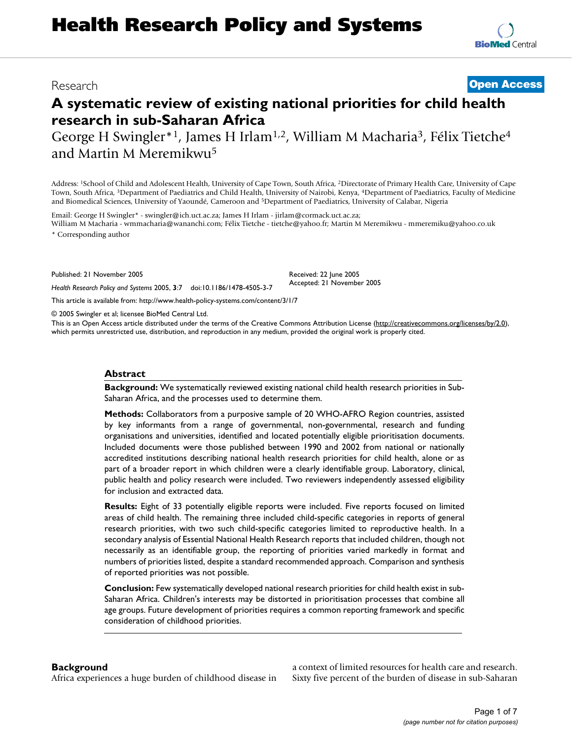Research

Open Access

# A systematic review of existing national priorities for child health research in sub-Saharan Africa

George H Swingler*[1], James H Irlam[1,2], William M Macharia[3], Félix Tietche[4] and Martin M Meremikwu[5]

Address: [1]School of Child and Adolescent Health, University of Cape Town, South Africa, [2]Directorate of Primary Health Care, University of Cape Town, South Africa, [3]Department of Paediatrics and Child Health, University of Nairobi, Kenya, [4]Department of Paediatrics, Faculty of Medicine and Biomedical Sciences, University of Yaoundé, Cameroon and [5]Department of Paediatrics, University of Calabar, Nigeria

Email: George H Swingler* - swingler@ich.uct.ac.za; James H Irlam - jirlam@cormack.uct.ac.za; William M Macharia - wmmacharia@wananchi.com; Félix Tietche - tietche@yahoo.fr; Martin M Meremikwu - mmeremiku@yahoo.co.uk

\* Corresponding author

Published: 21 November 2005

*Health Research Policy and Systems* 2005, **3**:7 doi:10.1186/1478-4505-3-7

Received: 22 June 2005
Accepted: 21 November 2005

This article is available from: http://www.health-policy-systems.com/content/3/1/7

© 2005 Swingler et al; licensee BioMed Central Ltd.
This is an Open Access article distributed under the terms of the Creative Commons Attribution License (http://creativecommons.org/licenses/by/2.0), which permits unrestricted use, distribution, and reproduction in any medium, provided the original work is properly cited.

## Abstract

**Background:** We systematically reviewed existing national child health research priorities in Sub-Saharan Africa, and the processes used to determine them.

**Methods:** Collaborators from a purposive sample of 20 WHO-AFRO Region countries, assisted by key informants from a range of governmental, non-governmental, research and funding organisations and universities, identified and located potentially eligible prioritisation documents. Included documents were those published between 1990 and 2002 from national or nationally accredited institutions describing national health research priorities for child health, alone or as part of a broader report in which children were a clearly identifiable group. Laboratory, clinical, public health and policy research were included. Two reviewers independently assessed eligibility for inclusion and extracted data.

**Results:** Eight of 33 potentially eligible reports were included. Five reports focused on limited areas of child health. The remaining three included child-specific categories in reports of general research priorities, with two such child-specific categories limited to reproductive health. In a secondary analysis of Essential National Health Research reports that included children, though not necessarily as an identifiable group, the reporting of priorities varied markedly in format and numbers of priorities listed, despite a standard recommended approach. Comparison and synthesis of reported priorities was not possible.

**Conclusion:** Few systematically developed national research priorities for child health exist in sub-Saharan Africa. Children's interests may be distorted in prioritisation processes that combine all age groups. Future development of priorities requires a common reporting framework and specific consideration of childhood priorities.

## Background

Africa experiences a huge burden of childhood disease in a context of limited resources for health care and research. Sixty five percent of the burden of disease in sub-Saharan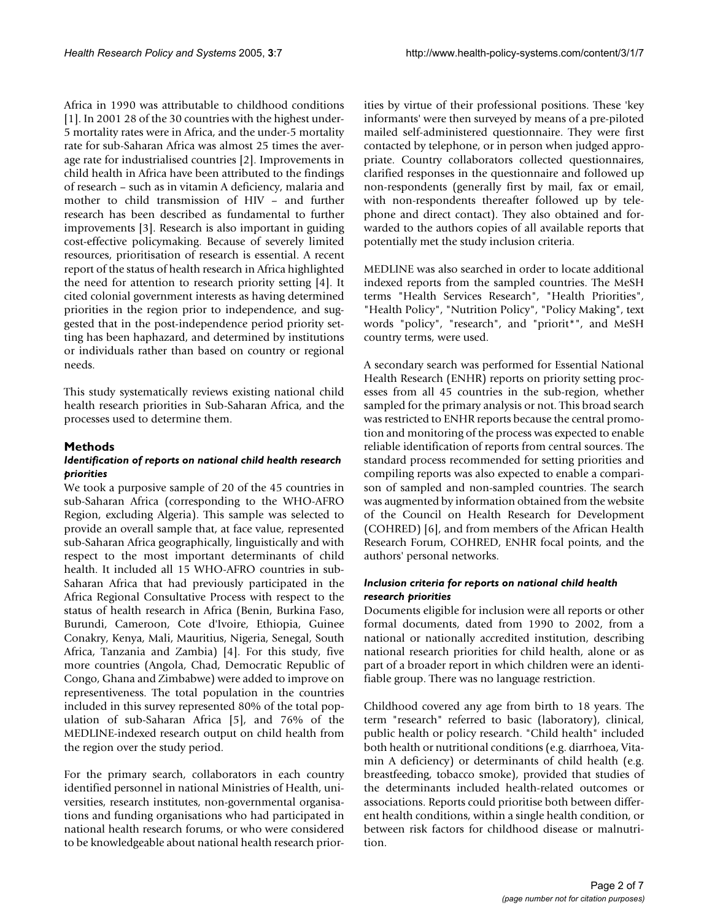Africa in 1990 was attributable to childhood conditions [1]. In 2001 28 of the 30 countries with the highest under-5 mortality rates were in Africa, and the under-5 mortality rate for sub-Saharan Africa was almost 25 times the average rate for industrialised countries [2]. Improvements in child health in Africa have been attributed to the findings of research – such as in vitamin A deficiency, malaria and mother to child transmission of HIV – and further research has been described as fundamental to further improvements [3]. Research is also important in guiding cost-effective policymaking. Because of severely limited resources, prioritisation of research is essential. A recent report of the status of health research in Africa highlighted the need for attention to research priority setting [4]. It cited colonial government interests as having determined priorities in the region prior to independence, and suggested that in the post-independence period priority setting has been haphazard, and determined by institutions or individuals rather than based on country or regional needs.

This study systematically reviews existing national child health research priorities in Sub-Saharan Africa, and the processes used to determine them.

## Methods

### *Identification of reports on national child health research priorities*

We took a purposive sample of 20 of the 45 countries in sub-Saharan Africa (corresponding to the WHO-AFRO Region, excluding Algeria). This sample was selected to provide an overall sample that, at face value, represented sub-Saharan Africa geographically, linguistically and with respect to the most important determinants of child health. It included all 15 WHO-AFRO countries in sub-Saharan Africa that had previously participated in the Africa Regional Consultative Process with respect to the status of health research in Africa (Benin, Burkina Faso, Burundi, Cameroon, Cote d'Ivoire, Ethiopia, Guinee Conakry, Kenya, Mali, Mauritius, Nigeria, Senegal, South Africa, Tanzania and Zambia) [4]. For this study, five more countries (Angola, Chad, Democratic Republic of Congo, Ghana and Zimbabwe) were added to improve on representiveness. The total population in the countries included in this survey represented 80% of the total population of sub-Saharan Africa [5], and 76% of the MEDLINE-indexed research output on child health from the region over the study period.

For the primary search, collaborators in each country identified personnel in national Ministries of Health, universities, research institutes, non-governmental organisations and funding organisations who had participated in national health research forums, or who were considered to be knowledgeable about national health research priorities by virtue of their professional positions. These 'key informants' were then surveyed by means of a pre-piloted mailed self-administered questionnaire. They were first contacted by telephone, or in person when judged appropriate. Country collaborators collected questionnaires, clarified responses in the questionnaire and followed up non-respondents (generally first by mail, fax or email, with non-respondents thereafter followed up by telephone and direct contact). They also obtained and forwarded to the authors copies of all available reports that potentially met the study inclusion criteria.

MEDLINE was also searched in order to locate additional indexed reports from the sampled countries. The MeSH terms "Health Services Research", "Health Priorities", "Health Policy", "Nutrition Policy", "Policy Making", text words "policy", "research", and "priorit*", and MeSH country terms, were used.

A secondary search was performed for Essential National Health Research (ENHR) reports on priority setting processes from all 45 countries in the sub-region, whether sampled for the primary analysis or not. This broad search was restricted to ENHR reports because the central promotion and monitoring of the process was expected to enable reliable identification of reports from central sources. The standard process recommended for setting priorities and compiling reports was also expected to enable a comparison of sampled and non-sampled countries. The search was augmented by information obtained from the website of the Council on Health Research for Development (COHRED) [6], and from members of the African Health Research Forum, COHRED, ENHR focal points, and the authors' personal networks.

### *Inclusion criteria for reports on national child health research priorities*

Documents eligible for inclusion were all reports or other formal documents, dated from 1990 to 2002, from a national or nationally accredited institution, describing national research priorities for child health, alone or as part of a broader report in which children were an identifiable group. There was no language restriction.

Childhood covered any age from birth to 18 years. The term "research" referred to basic (laboratory), clinical, public health or policy research. "Child health" included both health or nutritional conditions (e.g. diarrhoea, Vitamin A deficiency) or determinants of child health (e.g. breastfeeding, tobacco smoke), provided that studies of the determinants included health-related outcomes or associations. Reports could prioritise both between different health conditions, within a single health condition, or between risk factors for childhood disease or malnutrition.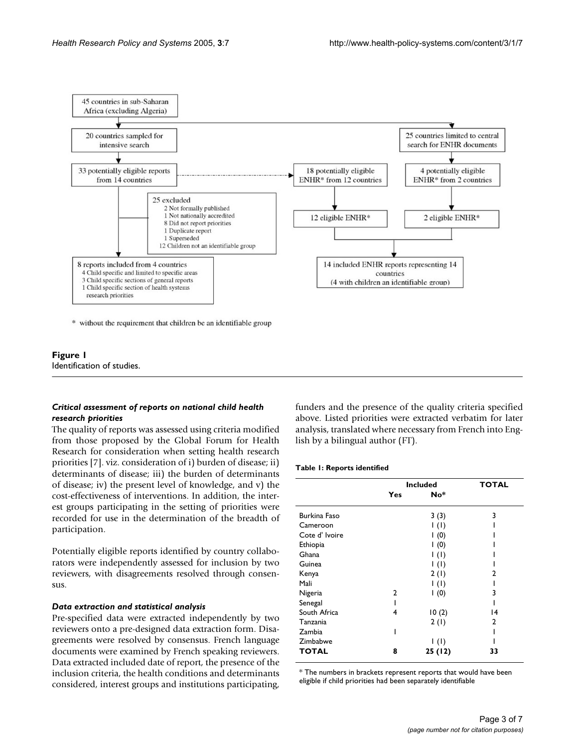45 countries in sub-Saharan Africa (excluding Algeria)

20 countries sampled for intensive search

25 countries limited to central search for ENHR documents

33 potentially eligible reports from 14 countries

18 potentially eligible ENHR* from 12 countries

4 potentially eligible ENHR* from 2 countries

25 excluded
- 2 Not formally published
- 1 Not nationally accredited
- 8 Did not report priorities
- 1 Duplicate report
- 1 Superseded
- 12 Children not an identifiable group

12 eligible ENHR*

2 eligible ENHR*

8 reports included from 4 countries
- 4 Child specific and limited to specific areas
- 3 Child specific sections of general reports
- 1 Child specific section of health systems research priorities

14 included ENHR reports representing 14 countries (4 with children an identifiable group)

\* without the requirement that children be an identifiable group

**Figure 1**
Identification of studies.

### *Critical assessment of reports on national child health research priorities*

The quality of reports was assessed using criteria modified from those proposed by the Global Forum for Health Research for consideration when setting health research priorities [7]. viz. consideration of i) burden of disease; ii) determinants of disease; iii) the burden of determinants of disease; iv) the present level of knowledge, and v) the cost-effectiveness of interventions. In addition, the interest groups participating in the setting of priorities were recorded for use in the determination of the breadth of participation.

Potentially eligible reports identified by country collaborators were independently assessed for inclusion by two reviewers, with disagreements resolved through consensus.

### *Data extraction and statistical analysis*

Pre-specified data were extracted independently by two reviewers onto a pre-designed data extraction form. Disagreements were resolved by consensus. French language documents were examined by French speaking reviewers. Data extracted included date of report, the presence of the inclusion criteria, the health conditions and determinants considered, interest groups and institutions participating, funders and the presence of the quality criteria specified above. Listed priorities were extracted verbatim for later analysis, translated where necessary from French into English by a bilingual author (FT).

**Table 1: Reports identified**

| | Included | | TOTAL |
|---|---|---|---|
| | Yes | No* | |
| Burkina Faso | | 3 (3) | 3 |
| Cameroon | | 1 (1) | 1 |
| Cote d' Ivoire | | 1 (0) | 1 |
| Ethiopia | | 1 (0) | 1 |
| Ghana | | 1 (1) | 1 |
| Guinea | | 1 (1) | 1 |
| Kenya | | 2 (1) | 2 |
| Mali | | 1 (1) | 1 |
| Nigeria | 2 | 1 (0) | 3 |
| Senegal | 1 | | 1 |
| South Africa | 4 | 10 (2) | 14 |
| Tanzania | | 2 (1) | 2 |
| Zambia | 1 | | 1 |
| Zimbabwe | | 1 (1) | 1 |
| **TOTAL** | **8** | **25 (12)** | **33** |

\* The numbers in brackets represent reports that would have been eligible if child priorities had been separately identifiable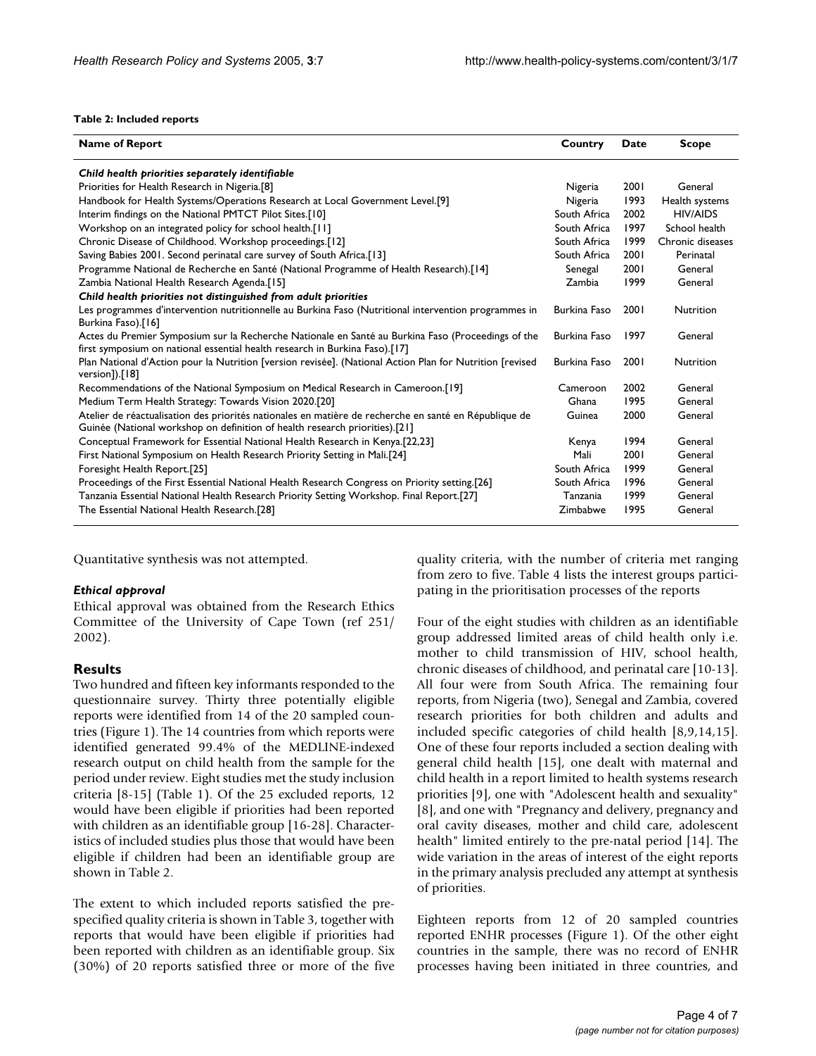**Table 2: Included reports**

| Name of Report | Country | Date | Scope |
|---|---|---|---|
| ***Child health priorities separately identifiable*** | | | |
| Priorities for Health Research in Nigeria.[8] | Nigeria | 2001 | General |
| Handbook for Health Systems/Operations Research at Local Government Level.[9] | Nigeria | 1993 | Health systems |
| Interim findings on the National PMTCT Pilot Sites.[10] | South Africa | 2002 | HIV/AIDS |
| Workshop on an integrated policy for school health.[11] | South Africa | 1997 | School health |
| Chronic Disease of Childhood. Workshop proceedings.[12] | South Africa | 1999 | Chronic diseases |
| Saving Babies 2001. Second perinatal care survey of South Africa.[13] | South Africa | 2001 | Perinatal |
| Programme National de Recherche en Santé (National Programme of Health Research).[14] | Senegal | 2001 | General |
| Zambia National Health Research Agenda.[15] | Zambia | 1999 | General |
| ***Child health priorities not distinguished from adult priorities*** | | | |
| Les programmes d'intervention nutritionnelle au Burkina Faso (Nutritional intervention programmes in Burkina Faso).[16] | Burkina Faso | 2001 | Nutrition |
| Actes du Premier Symposium sur la Recherche Nationale en Santé au Burkina Faso (Proceedings of the first symposium on national essential health research in Burkina Faso).[17] | Burkina Faso | 1997 | General |
| Plan National d'Action pour la Nutrition [version revisée]. (National Action Plan for Nutrition [revised version]).[18] | Burkina Faso | 2001 | Nutrition |
| Recommendations of the National Symposium on Medical Research in Cameroon.[19] | Cameroon | 2002 | General |
| Medium Term Health Strategy: Towards Vision 2020.[20] | Ghana | 1995 | General |
| Atelier de réactualisation des priorités nationales en matière de recherche en santé en République de Guinée (National workshop on definition of health research priorities).[21] | Guinea | 2000 | General |
| Conceptual Framework for Essential National Health Research in Kenya.[22,23] | Kenya | 1994 | General |
| First National Symposium on Health Research Priority Setting in Mali.[24] | Mali | 2001 | General |
| Foresight Health Report.[25] | South Africa | 1999 | General |
| Proceedings of the First Essential National Health Research Congress on Priority setting.[26] | South Africa | 1996 | General |
| Tanzania Essential National Health Research Priority Setting Workshop. Final Report.[27] | Tanzania | 1999 | General |
| The Essential National Health Research.[28] | Zimbabwe | 1995 | General |

Quantitative synthesis was not attempted.

### *Ethical approval*

Ethical approval was obtained from the Research Ethics Committee of the University of Cape Town (ref 251/2002).

## Results

Two hundred and fifteen key informants responded to the questionnaire survey. Thirty three potentially eligible reports were identified from 14 of the 20 sampled countries (Figure 1). The 14 countries from which reports were identified generated 99.4% of the MEDLINE-indexed research output on child health from the sample for the period under review. Eight studies met the study inclusion criteria [8-15] (Table 1). Of the 25 excluded reports, 12 would have been eligible if priorities had been reported with children as an identifiable group [16-28]. Characteristics of included studies plus those that would have been eligible if children had been an identifiable group are shown in Table 2.

The extent to which included reports satisfied the pre-specified quality criteria is shown in Table 3, together with reports that would have been eligible if priorities had been reported with children as an identifiable group. Six (30%) of 20 reports satisfied three or more of the five quality criteria, with the number of criteria met ranging from zero to five. Table 4 lists the interest groups participating in the prioritisation processes of the reports

Four of the eight studies with children as an identifiable group addressed limited areas of child health only i.e. mother to child transmission of HIV, school health, chronic diseases of childhood, and perinatal care [10-13]. All four were from South Africa. The remaining four reports, from Nigeria (two), Senegal and Zambia, covered research priorities for both children and adults and included specific categories of child health [8,9,14,15]. One of these four reports included a section dealing with general child health [15], one dealt with maternal and child health in a report limited to health systems research priorities [9], one with "Adolescent health and sexuality" [8], and one with "Pregnancy and delivery, pregnancy and oral cavity diseases, mother and child care, adolescent health" limited entirely to the pre-natal period [14]. The wide variation in the areas of interest of the eight reports in the primary analysis precluded any attempt at synthesis of priorities.

Eighteen reports from 12 of 20 sampled countries reported ENHR processes (Figure 1). Of the other eight countries in the sample, there was no record of ENHR processes having been initiated in three countries, and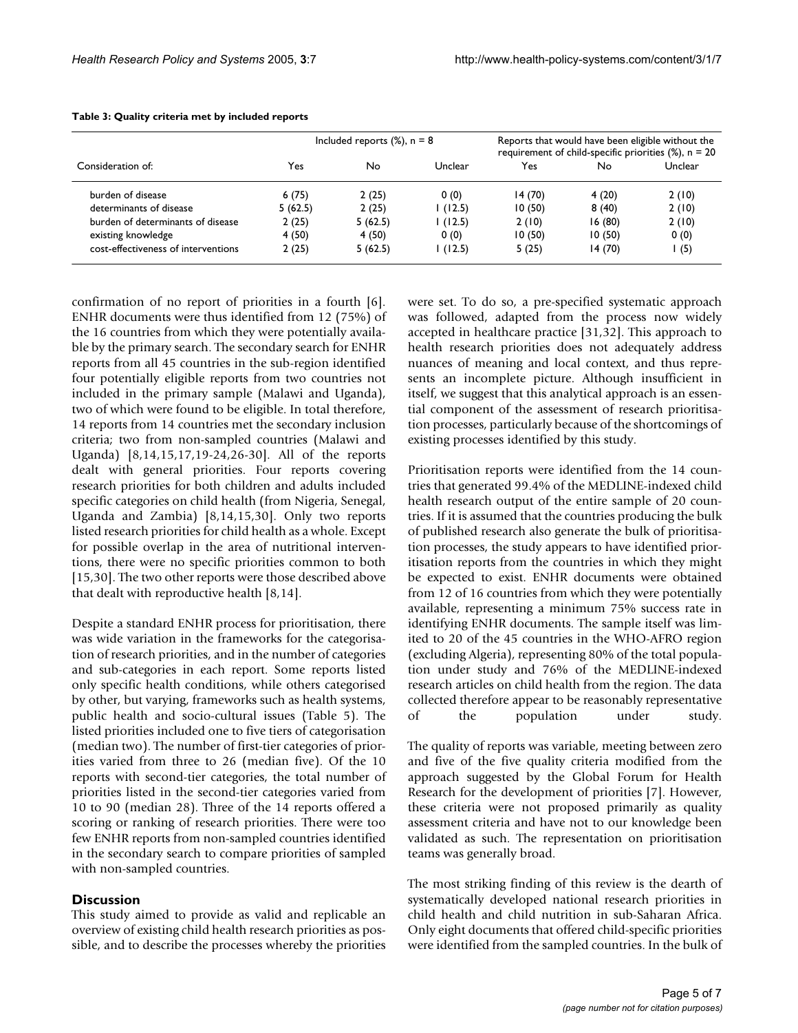**Table 3: Quality criteria met by included reports**

| Consideration of: | Included reports (%), n = 8 | | | Reports that would have been eligible without the requirement of child-specific priorities (%), n = 20 | | |
|---|---|---|---|---|---|---|
| | Yes | No | Unclear | Yes | No | Unclear |
| burden of disease | 6 (75) | 2 (25) | 0 (0) | 14 (70) | 4 (20) | 2 (10) |
| determinants of disease | 5 (62.5) | 2 (25) | 1 (12.5) | 10 (50) | 8 (40) | 2 (10) |
| burden of determinants of disease | 2 (25) | 5 (62.5) | 1 (12.5) | 2 (10) | 16 (80) | 2 (10) |
| existing knowledge | 4 (50) | 4 (50) | 0 (0) | 10 (50) | 10 (50) | 0 (0) |
| cost-effectiveness of interventions | 2 (25) | 5 (62.5) | 1 (12.5) | 5 (25) | 14 (70) | 1 (5) |

confirmation of no report of priorities in a fourth [6]. ENHR documents were thus identified from 12 (75%) of the 16 countries from which they were potentially available by the primary search. The secondary search for ENHR reports from all 45 countries in the sub-region identified four potentially eligible reports from two countries not included in the primary sample (Malawi and Uganda), two of which were found to be eligible. In total therefore, 14 reports from 14 countries met the secondary inclusion criteria; two from non-sampled countries (Malawi and Uganda) [8,14,15,17,19-24,26-30]. All of the reports dealt with general priorities. Four reports covering research priorities for both children and adults included specific categories on child health (from Nigeria, Senegal, Uganda and Zambia) [8,14,15,30]. Only two reports listed research priorities for child health as a whole. Except for possible overlap in the area of nutritional interventions, there were no specific priorities common to both [15,30]. The two other reports were those described above that dealt with reproductive health [8,14].

Despite a standard ENHR process for prioritisation, there was wide variation in the frameworks for the categorisation of research priorities, and in the number of categories and sub-categories in each report. Some reports listed only specific health conditions, while others categorised by other, but varying, frameworks such as health systems, public health and socio-cultural issues (Table 5). The listed priorities included one to five tiers of categorisation (median two). The number of first-tier categories of priorities varied from three to 26 (median five). Of the 10 reports with second-tier categories, the total number of priorities listed in the second-tier categories varied from 10 to 90 (median 28). Three of the 14 reports offered a scoring or ranking of research priorities. There were too few ENHR reports from non-sampled countries identified in the secondary search to compare priorities of sampled with non-sampled countries.

## Discussion

This study aimed to provide as valid and replicable an overview of existing child health research priorities as possible, and to describe the processes whereby the priorities were set. To do so, a pre-specified systematic approach was followed, adapted from the process now widely accepted in healthcare practice [31,32]. This approach to health research priorities does not adequately address nuances of meaning and local context, and thus represents an incomplete picture. Although insufficient in itself, we suggest that this analytical approach is an essential component of the assessment of research prioritisation processes, particularly because of the shortcomings of existing processes identified by this study.

Prioritisation reports were identified from the 14 countries that generated 99.4% of the MEDLINE-indexed child health research output of the entire sample of 20 countries. If it is assumed that the countries producing the bulk of published research also generate the bulk of prioritisation processes, the study appears to have identified prioritisation reports from the countries in which they might be expected to exist. ENHR documents were obtained from 12 of 16 countries from which they were potentially available, representing a minimum 75% success rate in identifying ENHR documents. The sample itself was limited to 20 of the 45 countries in the WHO-AFRO region (excluding Algeria), representing 80% of the total population under study and 76% of the MEDLINE-indexed research articles on child health from the region. The data collected therefore appear to be reasonably representative of the population under study.

The quality of reports was variable, meeting between zero and five of the five quality criteria modified from the approach suggested by the Global Forum for Health Research for the development of priorities [7]. However, these criteria were not proposed primarily as quality assessment criteria and have not to our knowledge been validated as such. The representation on prioritisation teams was generally broad.

The most striking finding of this review is the dearth of systematically developed national research priorities in child health and child nutrition in sub-Saharan Africa. Only eight documents that offered child-specific priorities were identified from the sampled countries. In the bulk of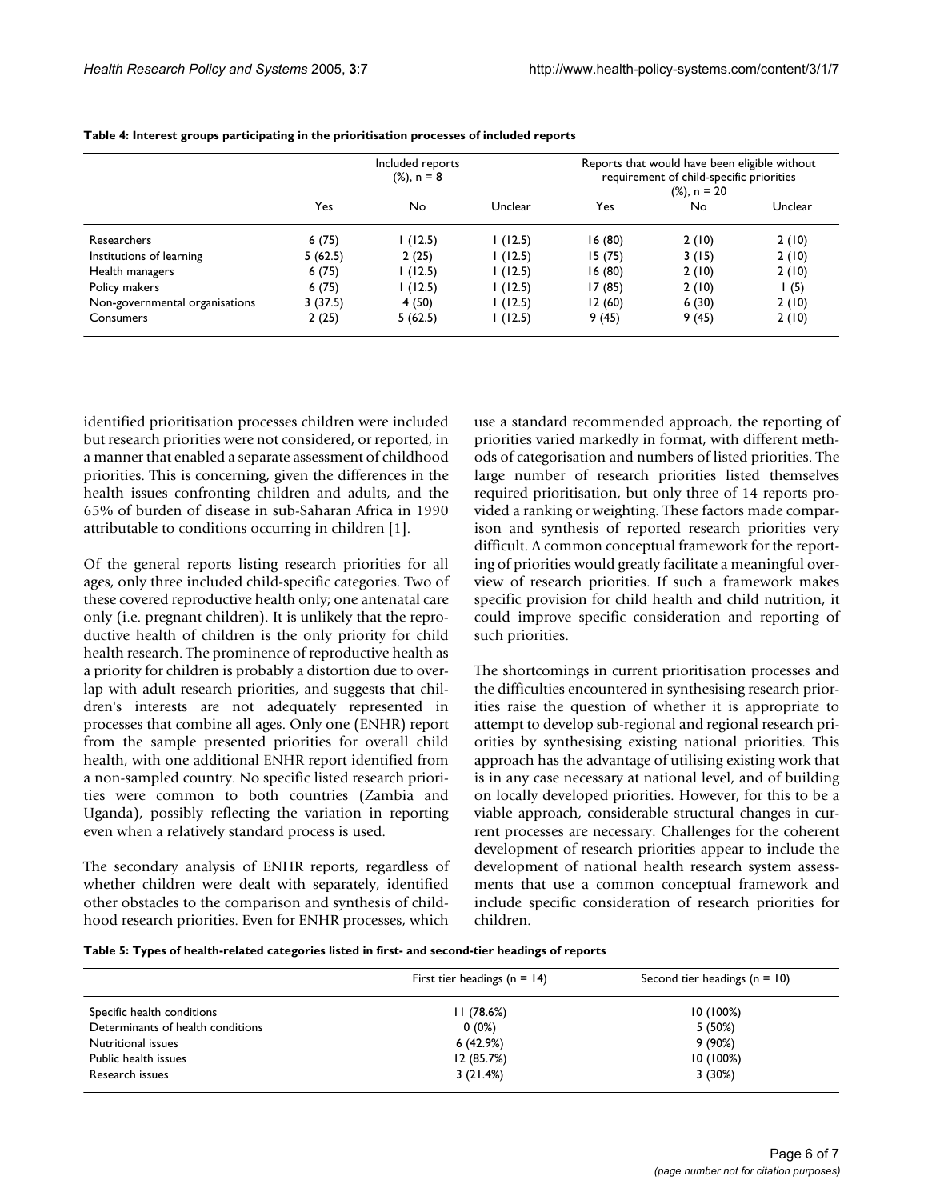**Table 4: Interest groups participating in the prioritisation processes of included reports**

| | Included reports (%), n = 8 | | | Reports that would have been eligible without requirement of child-specific priorities (%), n = 20 | | |
|---|---|---|---|---|---|---|
| | Yes | No | Unclear | Yes | No | Unclear |
| Researchers | 6 (75) | 1 (12.5) | 1 (12.5) | 16 (80) | 2 (10) | 2 (10) |
| Institutions of learning | 5 (62.5) | 2 (25) | 1 (12.5) | 15 (75) | 3 (15) | 2 (10) |
| Health managers | 6 (75) | 1 (12.5) | 1 (12.5) | 16 (80) | 2 (10) | 2 (10) |
| Policy makers | 6 (75) | 1 (12.5) | 1 (12.5) | 17 (85) | 2 (10) | 1 (5) |
| Non-governmental organisations | 3 (37.5) | 4 (50) | 1 (12.5) | 12 (60) | 6 (30) | 2 (10) |
| Consumers | 2 (25) | 5 (62.5) | 1 (12.5) | 9 (45) | 9 (45) | 2 (10) |

identified prioritisation processes children were included but research priorities were not considered, or reported, in a manner that enabled a separate assessment of childhood priorities. This is concerning, given the differences in the health issues confronting children and adults, and the 65% of burden of disease in sub-Saharan Africa in 1990 attributable to conditions occurring in children [1].

Of the general reports listing research priorities for all ages, only three included child-specific categories. Two of these covered reproductive health only; one antenatal care only (i.e. pregnant children). It is unlikely that the reproductive health of children is the only priority for child health research. The prominence of reproductive health as a priority for children is probably a distortion due to overlap with adult research priorities, and suggests that children's interests are not adequately represented in processes that combine all ages. Only one (ENHR) report from the sample presented priorities for overall child health, with one additional ENHR report identified from a non-sampled country. No specific listed research priorities were common to both countries (Zambia and Uganda), possibly reflecting the variation in reporting even when a relatively standard process is used.

The secondary analysis of ENHR reports, regardless of whether children were dealt with separately, identified other obstacles to the comparison and synthesis of childhood research priorities. Even for ENHR processes, which use a standard recommended approach, the reporting of priorities varied markedly in format, with different methods of categorisation and numbers of listed priorities. The large number of research priorities listed themselves required prioritisation, but only three of 14 reports provided a ranking or weighting. These factors made comparison and synthesis of reported research priorities very difficult. A common conceptual framework for the reporting of priorities would greatly facilitate a meaningful overview of research priorities. If such a framework makes specific provision for child health and child nutrition, it could improve specific consideration and reporting of such priorities.

The shortcomings in current prioritisation processes and the difficulties encountered in synthesising research priorities raise the question of whether it is appropriate to attempt to develop sub-regional and regional research priorities by synthesising existing national priorities. This approach has the advantage of utilising existing work that is in any case necessary at national level, and of building on locally developed priorities. However, for this to be a viable approach, considerable structural changes in current processes are necessary. Challenges for the coherent development of research priorities appear to include the development of national health research system assessments that use a common conceptual framework and include specific consideration of research priorities for children.

**Table 5: Types of health-related categories listed in first- and second-tier headings of reports**

| | First tier headings (n = 14) | Second tier headings (n = 10) |
|---|---|---|
| Specific health conditions | 11 (78.6%) | 10 (100%) |
| Determinants of health conditions | 0 (0%) | 5 (50%) |
| Nutritional issues | 6 (42.9%) | 9 (90%) |
| Public health issues | 12 (85.7%) | 10 (100%) |
| Research issues | 3 (21.4%) | 3 (30%) |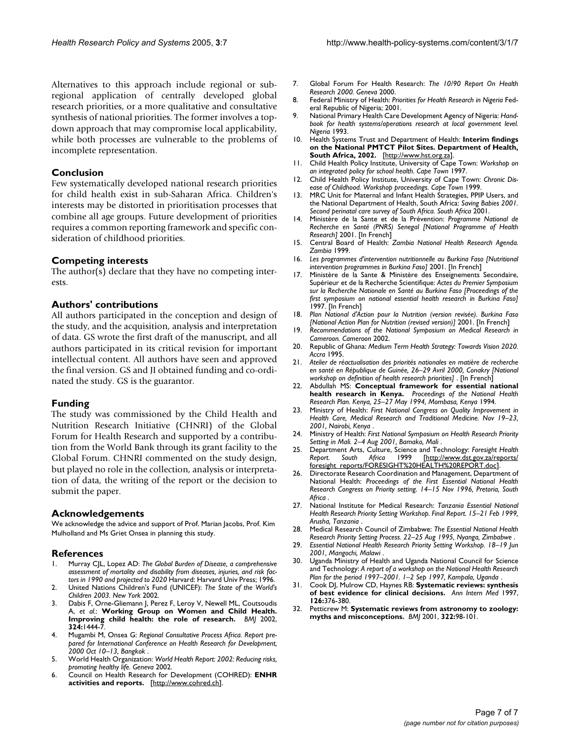Alternatives to this approach include regional or sub-regional application of centrally developed global research priorities, or a more qualitative and consultative synthesis of national priorities. The former involves a top-down approach that may compromise local applicability, while both processes are vulnerable to the problems of incomplete representation.

## Conclusion

Few systematically developed national research priorities for child health exist in sub-Saharan Africa. Children's interests may be distorted in prioritisation processes that combine all age groups. Future development of priorities requires a common reporting framework and specific consideration of childhood priorities.

## Competing interests

The author(s) declare that they have no competing interests.

## Authors' contributions

All authors participated in the conception and design of the study, and the acquisition, analysis and interpretation of data. GS wrote the first draft of the manuscript, and all authors participated in its critical revision for important intellectual content. All authors have seen and approved the final version. GS and JI obtained funding and co-ordinated the study. GS is the guarantor.

## Funding

The study was commissioned by the Child Health and Nutrition Research Initiative (CHNRI) of the Global Forum for Health Research and supported by a contribution from the World Bank through its grant facility to the Global Forum. CHNRI commented on the study design, but played no role in the collection, analysis or interpretation of data, the writing of the report or the decision to submit the paper.

## Acknowledgements

We acknowledge the advice and support of Prof. Marian Jacobs, Prof. Kim Mulholland and Ms Griet Onsea in planning this study.

## References

1. Murray CJL, Lopez AD: *The Global Burden of Disease, a comprehensive assessment of mortality and disability from diseases, injuries, and risk factors in 1990 and projected to 2020* Harvard: Harvard Univ Press; 1996.
2. United Nations Children's Fund (UNICEF): *The State of the World's Children 2003. New York* 2002.
3. Dabis F, Orne-Gliemann J, Perez F, Leroy V, Newell ML, Coutsoudis A, *et al.*: **Working Group on Women and Child Health. Improving child health: the role of research.** *BMJ* 2002, **324:**1444-7.
4. Mugambi M, Onsea G: *Regional Consultative Process Africa. Report prepared for International Conference on Health Research for Development, 2000 Oct 10–13, Bangkok* .
5. World Health Organization: *World Health Report: 2002: Reducing risks, promoting healthy life. Geneva* 2002.
6. Council on Health Research for Development (COHRED): **ENHR activities and reports.** [http://www.cohred.ch].
7. Global Forum For Health Research: *The 10/90 Report On Health Research 2000. Geneva* 2000.
8. Federal Ministry of Health: *Priorities for Health Research in Nigeria* Federal Republic of Nigeria; 2001.
9. National Primary Health Care Development Agency of Nigeria: *Handbook for health systems/operations research at local government level. Nigeria* 1993.
10. Health Systems Trust and Department of Health: **Interim findings on the National PMTCT Pilot Sites. Department of Health, South Africa, 2002.** [http://www.hst.org.za].
11. Child Health Policy Institute, University of Cape Town: *Workshop on an integrated policy for school health. Cape Town* 1997.
12. Child Health Policy Institute, University of Cape Town: *Chronic Disease of Childhood. Workshop proceedings. Cape Town* 1999.
13. MRC Unit for Maternal and Infant Health Strategies, PPIP Users, and the National Department of Health, South Africa: *Saving Babies 2001. Second perinatal care survey of South Africa. South Africa* 2001.
14. Ministère de la Sante et de la Prévention: *Programme National de Recherche en Santé (PNRS) Senegal [National Programme of Health Research]* 2001. [In French]
15. Central Board of Health: *Zambia National Health Research Agenda. Zambia* 1999.
16. *Les programmes d'intervention nutritionnelle au Burkina Faso [Nutritional intervention programmes in Burkina Faso]* 2001. [In French]
17. Ministère de la Sante & Ministère des Enseignements Secondaire, Supérieur et de la Recherche Scientifique: *Actes du Premier Symposium sur la Recherche Nationale en Santé au Burkina Faso [Proceedings of the first symposium on national essential health research in Burkina Faso]* 1997. [In French]
18. *Plan National d'Action pour la Nutrition (version revisée). Burkina Faso [National Action Plan for Nutrition (revised version)]* 2001. [In French]
19. *Recommendations of the National Symposium on Medical Research in Cameroon. Cameroon* 2002.
20. Republic of Ghana: *Medium Term Health Strategy: Towards Vision 2020. Accra* 1995.
21. *Atelier de réactualisation des priorités nationales en matière de recherche en santé en République de Guinée, 26–29 Avril 2000, Conakry [National workshop on definition of health research priorities]* . [In French]
22. Abdullah MS: **Conceptual framework for essential national health research in Kenya.** *Proceedings of the National Health Research Plan. Kenya, 25–27 May 1994, Mombasa, Kenya* 1994.
23. Ministry of Health: *First National Congress on Quality Improvement in Health Care, Medical Research and Traditional Medicine. Nov 19–23, 2001, Nairobi, Kenya* .
24. Ministry of Health: *First National Symposium on Health Research Priority Setting in Mali. 2–4 Aug 2001, Bamako, Mali* .
25. Department Arts, Culture, Science and Technology: *Foresight Health Report. South Africa* 1999 [http://www.dst.gov.za/reports/foresight_reports/FORESIGHT%20HEALTH%20REPORT.doc].
26. Directorate Research Coordination and Management, Department of National Health: *Proceedings of the First Essential National Health Research Congress on Priority setting. 14–15 Nov 1996, Pretoria, South Africa* .
27. National Institute for Medical Research: *Tanzania Essential National Health Research Priority Setting Workshop. Final Report. 15–21 Feb 1999, Arusha, Tanzania* .
28. Medical Research Council of Zimbabwe: *The Essential National Health Research Priority Setting Process. 22–25 Aug 1995, Nyanga, Zimbabwe* .
29. *Essential National Health Research Priority Setting Workshop. 18–19 Jun 2001, Mangochi, Malawi* .
30. Uganda Ministry of Health and Uganda National Council for Science and Technology: *A report of a workshop on the National Health Research Plan for the period 1997–2001. 1–2 Sep 1997, Kampala, Uganda* .
31. Cook DJ, Mulrow CD, Haynes RB: **Systematic reviews: synthesis of best evidence for clinical decisions.** *Ann Intern Med* 1997, **126:**376-380.
32. Petticrew M: **Systematic reviews from astronomy to zoology: myths and misconceptions.** *BMJ* 2001, **322:**98-101.